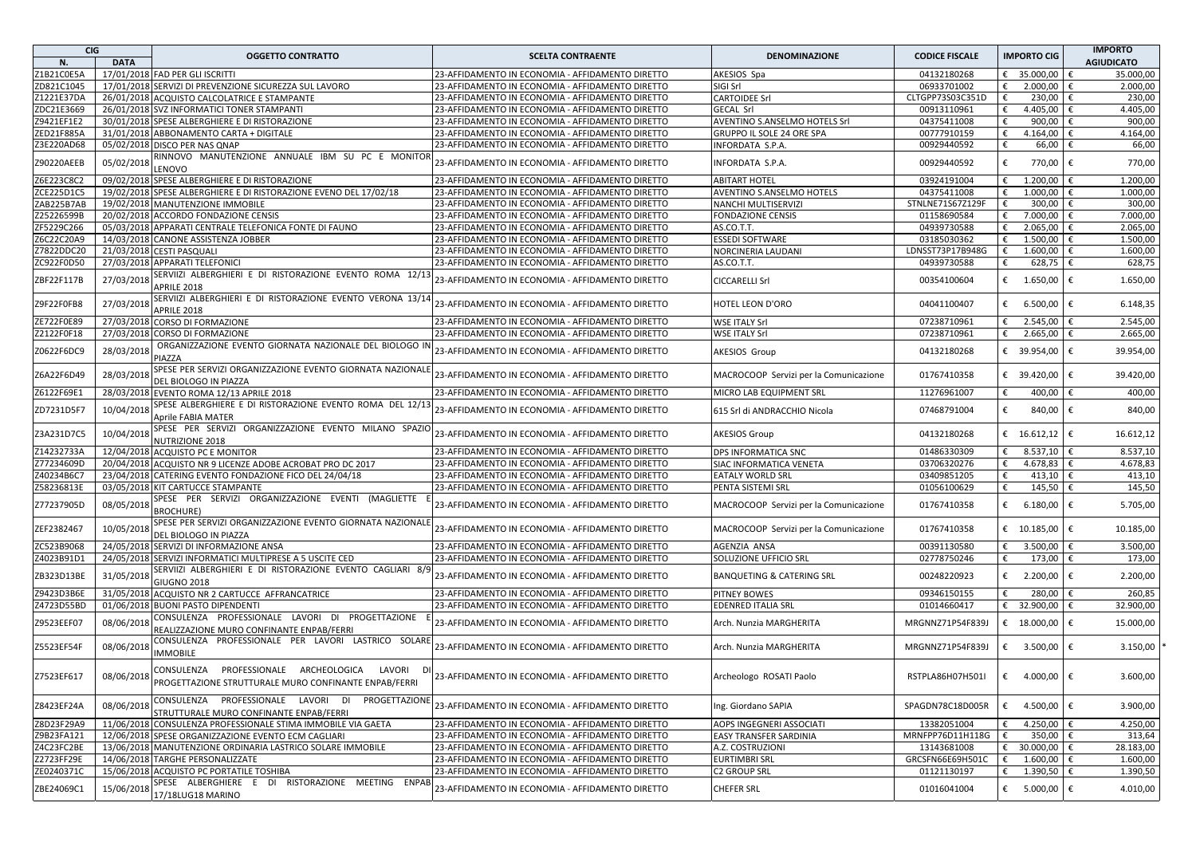| CIG | | OGGETTO CONTRATTO | SCELTA CONTRAENTE | DENOMINAZIONE | CODICE FISCALE | IMPORTO CIG | IMPORTO AGIUDICATO |
|---|---|---|---|---|---|---|---|
| N. | DATA | | | | | | |
| Z1B21C0E5A | 17/01/2018 | FAD PER GLI ISCRITTI | 23-AFFIDAMENTO IN ECONOMIA - AFFIDAMENTO DIRETTO | AKESIOS Spa | 04132180268 | € 35.000,00 | € 35.000,00 |
| ZD821C1045 | 17/01/2018 | SERVIZI DI PREVENZIONE SICUREZZA SUL LAVORO | 23-AFFIDAMENTO IN ECONOMIA - AFFIDAMENTO DIRETTO | SIGI Srl | 06933701002 | € 2.000,00 | € 2.000,00 |
| Z1221E37DA | 26/01/2018 | ACQUISTO CALCOLATRICE E STAMPANTE | 23-AFFIDAMENTO IN ECONOMIA - AFFIDAMENTO DIRETTO | CARTOIDEE Srl | CLTGPP73S03C351D | € 230,00 | € 230,00 |
| ZDC21E3669 | 26/01/2018 | SVZ INFORMATICI TONER STAMPANTI | 23-AFFIDAMENTO IN ECONOMIA - AFFIDAMENTO DIRETTO | GECAL Srl | 00913110961 | € 4.405,00 | € 4.405,00 |
| Z9421EF1E2 | 30/01/2018 | SPESE ALBERGHIERE E DI RISTORAZIONE | 23-AFFIDAMENTO IN ECONOMIA - AFFIDAMENTO DIRETTO | AVENTINO S.ANSELMO HOTELS Srl | 04375411008 | € 900,00 | € 900,00 |
| ZED21F885A | 31/01/2018 | ABBONAMENTO CARTA + DIGITALE | 23-AFFIDAMENTO IN ECONOMIA - AFFIDAMENTO DIRETTO | GRUPPO IL SOLE 24 ORE SPA | 00777910159 | € 4.164,00 | € 4.164,00 |
| Z3E220AD68 | 05/02/2018 | DISCO PER NAS QNAP | 23-AFFIDAMENTO IN ECONOMIA - AFFIDAMENTO DIRETTO | INFORDATA S.P.A. | 00929440592 | € 66,00 | € 66,00 |
| Z90220AEEB | 05/02/2018 | RINNOVO MANUTENZIONE ANNUALE IBM SU PC E MONITOR LENOVO | 23-AFFIDAMENTO IN ECONOMIA - AFFIDAMENTO DIRETTO | INFORDATA S.P.A. | 00929440592 | € 770,00 | € 770,00 |
| Z6E223C8C2 | 09/02/2018 | SPESE ALBERGHIERE E DI RISTORAZIONE | 23-AFFIDAMENTO IN ECONOMIA - AFFIDAMENTO DIRETTO | ABITART HOTEL | 03924191004 | € 1.200,00 | € 1.200,00 |
| ZCE225D1C5 | 19/02/2018 | SPESE ALBERGHIERE E DI RISTORAZIONE EVENO DEL 17/02/18 | 23-AFFIDAMENTO IN ECONOMIA - AFFIDAMENTO DIRETTO | AVENTINO S.ANSELMO HOTELS | 04375411008 | € 1.000,00 | € 1.000,00 |
| ZAB225B7AB | 19/02/2018 | MANUTENZIONE IMMOBILE | 23-AFFIDAMENTO IN ECONOMIA - AFFIDAMENTO DIRETTO | NANCHI MULTISERVIZI | STNLNE71S67Z129F | € 300,00 | € 300,00 |
| Z25226599B | 20/02/2018 | ACCORDO FONDAZIONE CENSIS | 23-AFFIDAMENTO IN ECONOMIA - AFFIDAMENTO DIRETTO | FONDAZIONE CENSIS | 01158690584 | € 7.000,00 | € 7.000,00 |
| ZF5229C266 | 05/03/2018 | APPARATI CENTRALE TELEFONICA FONTE DI FAUNO | 23-AFFIDAMENTO IN ECONOMIA - AFFIDAMENTO DIRETTO | AS.CO.T.T. | 04939730588 | € 2.065,00 | € 2.065,00 |
| Z6C22C20A9 | 14/03/2018 | CANONE ASSISTENZA JOBBER | 23-AFFIDAMENTO IN ECONOMIA - AFFIDAMENTO DIRETTO | ESSEDI SOFTWARE | 03185030362 | € 1.500,00 | € 1.500,00 |
| Z7822DDC20 | 21/03/2018 | CESTI PASQUALI | 23-AFFIDAMENTO IN ECONOMIA - AFFIDAMENTO DIRETTO | NORCINERIA LAUDANI | LDNSST73P17B948G | € 1.600,00 | € 1.600,00 |
| ZC922F0D50 | 27/03/2018 | APPARATI TELEFONICI | 23-AFFIDAMENTO IN ECONOMIA - AFFIDAMENTO DIRETTO | AS.CO.T.T. | 04939730588 | € 628,75 | € 628,75 |
| ZBF22F117B | 27/03/2018 | SERVIIZI ALBERGHIERI E DI RISTORAZIONE EVENTO ROMA 12/13 APRILE 2018 | 23-AFFIDAMENTO IN ECONOMIA - AFFIDAMENTO DIRETTO | CICCARELLI Srl | 00354100604 | € 1.650,00 | € 1.650,00 |
| Z9F22F0FB8 | 27/03/2018 | SERVIIZI ALBERGHIERI E DI RISTORAZIONE EVENTO VERONA 13/14 APRILE 2018 | 23-AFFIDAMENTO IN ECONOMIA - AFFIDAMENTO DIRETTO | HOTEL LEON D'ORO | 04041100407 | € 6.500,00 | € 6.148,35 |
| ZE722F0E89 | 27/03/2018 | CORSO DI FORMAZIONE | 23-AFFIDAMENTO IN ECONOMIA - AFFIDAMENTO DIRETTO | WSE ITALY Srl | 07238710961 | € 2.545,00 | € 2.545,00 |
| Z2122F0F18 | 27/03/2018 | CORSO DI FORMAZIONE | 23-AFFIDAMENTO IN ECONOMIA - AFFIDAMENTO DIRETTO | WSE ITALY Srl | 07238710961 | € 2.665,00 | € 2.665,00 |
| Z0622F6DC9 | 28/03/2018 | ORGANIZZAZIONE EVENTO GIORNATA NAZIONALE DEL BIOLOGO IN PIAZZA | 23-AFFIDAMENTO IN ECONOMIA - AFFIDAMENTO DIRETTO | AKESIOS Group | 04132180268 | € 39.954,00 | € 39.954,00 |
| Z6A22F6D49 | 28/03/2018 | SPESE PER SERVIZI ORGANIZZAZIONE EVENTO GIORNATA NAZIONALE DEL BIOLOGO IN PIAZZA | 23-AFFIDAMENTO IN ECONOMIA - AFFIDAMENTO DIRETTO | MACROCOOP Servizi per la Comunicazione | 01767410358 | € 39.420,00 | € 39.420,00 |
| Z6122F69E1 | 28/03/2018 | EVENTO ROMA 12/13 APRILE 2018 | 23-AFFIDAMENTO IN ECONOMIA - AFFIDAMENTO DIRETTO | MICRO LAB EQUIPMENT SRL | 11276961007 | € 400,00 | € 400,00 |
| ZD7231D5F7 | 10/04/2018 | SPESE ALBERGHIERE E DI RISTORAZIONE EVENTO ROMA DEL 12/13 Aprile FABIA MATER | 23-AFFIDAMENTO IN ECONOMIA - AFFIDAMENTO DIRETTO | 615 Srl di ANDRACCHIO Nicola | 07468791004 | € 840,00 | € 840,00 |
| Z3A231D7C5 | 10/04/2018 | SPESE PER SERVIZI ORGANIZZAZIONE EVENTO MILANO SPAZIO NUTRIZIONE 2018 | 23-AFFIDAMENTO IN ECONOMIA - AFFIDAMENTO DIRETTO | AKESIOS Group | 04132180268 | € 16.612,12 | € 16.612,12 |
| Z14232733A | 12/04/2018 | ACQUISTO PC E MONITOR | 23-AFFIDAMENTO IN ECONOMIA - AFFIDAMENTO DIRETTO | DPS INFORMATICA SNC | 01486330309 | € 8.537,10 | € 8.537,10 |
| Z77234609D | 20/04/2018 | ACQUISTO NR 9 LICENZE ADOBE ACROBAT PRO DC 2017 | 23-AFFIDAMENTO IN ECONOMIA - AFFIDAMENTO DIRETTO | SIAC INFORMATICA VENETA | 03706320276 | € 4.678,83 | € 4.678,83 |
| Z40234B6C7 | 23/04/2018 | CATERING EVENTO FONDAZIONE FICO DEL 24/04/18 | 23-AFFIDAMENTO IN ECONOMIA - AFFIDAMENTO DIRETTO | EATALY WORLD SRL | 03409851205 | € 413,10 | € 413,10 |
| Z58236813E | 03/05/2018 | KIT CARTUCCE STAMPANTE | 23-AFFIDAMENTO IN ECONOMIA - AFFIDAMENTO DIRETTO | PENTA SISTEMI SRL | 01056100629 | € 145,50 | € 145,50 |
| Z77237905D | 08/05/2018 | SPESE PER SERVIZI ORGANIZZAZIONE EVENTI (MAGLIETTE E BROCHURE) | 23-AFFIDAMENTO IN ECONOMIA - AFFIDAMENTO DIRETTO | MACROCOOP Servizi per la Comunicazione | 01767410358 | € 6.180,00 | € 5.705,00 |
| ZEF2382467 | 10/05/2018 | SPESE PER SERVIZI ORGANIZZAZIONE EVENTO GIORNATA NAZIONALE DEL BIOLOGO IN PIAZZA | 23-AFFIDAMENTO IN ECONOMIA - AFFIDAMENTO DIRETTO | MACROCOOP Servizi per la Comunicazione | 01767410358 | € 10.185,00 | € 10.185,00 |
| ZC523B9068 | 24/05/2018 | SERVIZI DI INFORMAZIONE ANSA | 23-AFFIDAMENTO IN ECONOMIA - AFFIDAMENTO DIRETTO | AGENZIA ANSA | 00391130580 | € 3.500,00 | € 3.500,00 |
| Z4023B91D1 | 24/05/2018 | SERVIZI INFORMATICI MULTIPRESE A 5 USCITE CED | 23-AFFIDAMENTO IN ECONOMIA - AFFIDAMENTO DIRETTO | SOLUZIONE UFFICIO SRL | 02778750246 | € 173,00 | € 173,00 |
| ZB323D13BE | 31/05/2018 | SERVIIZI ALBERGHIERI E DI RISTORAZIONE EVENTO CAGLIARI 8/9 GIUGNO 2018 | 23-AFFIDAMENTO IN ECONOMIA - AFFIDAMENTO DIRETTO | BANQUETING & CATERING SRL | 00248220923 | € 2.200,00 | € 2.200,00 |
| Z9423D3B6E | 31/05/2018 | ACQUISTO NR 2 CARTUCCE AFFRANCATRICE | 23-AFFIDAMENTO IN ECONOMIA - AFFIDAMENTO DIRETTO | PITNEY BOWES | 09346150155 | € 280,00 | € 260,85 |
| Z4723D55BD | 01/06/2018 | BUONI PASTO DIPENDENTI | 23-AFFIDAMENTO IN ECONOMIA - AFFIDAMENTO DIRETTO | EDENRED ITALIA SRL | 01014660417 | € 32.900,00 | € 32.900,00 |
| Z9523EEF07 | 08/06/2018 | CONSULENZA PROFESSIONALE LAVORI DI PROGETTAZIONE E REALIZZAZIONE MURO CONFINANTE ENPAB/FERRI | 23-AFFIDAMENTO IN ECONOMIA - AFFIDAMENTO DIRETTO | Arch. Nunzia MARGHERITA | MRGNNZ71P54F839J | € 18.000,00 | € 15.000,00 |
| Z5523EF54F | 08/06/2018 | CONSULENZA PROFESSIONALE PER LAVORI LASTRICO SOLARE IMMOBILE | 23-AFFIDAMENTO IN ECONOMIA - AFFIDAMENTO DIRETTO | Arch. Nunzia MARGHERITA | MRGNNZ71P54F839J | € 3.500,00 | € 3.150,00 * |
| Z7523EF617 | 08/06/2018 | CONSULENZA PROFESSIONALE ARCHEOLOGICA LAVORI DI PROGETTAZIONE STRUTTURALE MURO CONFINANTE ENPAB/FERRI | 23-AFFIDAMENTO IN ECONOMIA - AFFIDAMENTO DIRETTO | Archeologo ROSATI Paolo | RSTPLA86H07H501I | € 4.000,00 | € 3.600,00 |
| Z8423EF24A | 08/06/2018 | CONSULENZA PROFESSIONALE LAVORI DI PROGETTAZIONE STRUTTURALE MURO CONFINANTE ENPAB/FERRI | 23-AFFIDAMENTO IN ECONOMIA - AFFIDAMENTO DIRETTO | Ing. Giordano SAPIA | SPAGDN78C18D005R | € 4.500,00 | € 3.900,00 |
| Z8D23F29A9 | 11/06/2018 | CONSULENZA PROFESSIONALE STIMA IMMOBILE VIA GAETA | 23-AFFIDAMENTO IN ECONOMIA - AFFIDAMENTO DIRETTO | AOPS INGEGNERI ASSOCIATI | 13382051004 | € 4.250,00 | € 4.250,00 |
| Z9B23FA121 | 12/06/2018 | SPESE ORGANIZZAZIONE EVENTO ECM CAGLIARI | 23-AFFIDAMENTO IN ECONOMIA - AFFIDAMENTO DIRETTO | EASY TRANSFER SARDINIA | MRNFPP76D11H118G | € 350,00 | € 313,64 |
| Z4C23FC2BE | 13/06/2018 | MANUTENZIONE ORDINARIA LASTRICO SOLARE IMMOBILE | 23-AFFIDAMENTO IN ECONOMIA - AFFIDAMENTO DIRETTO | A.Z. COSTRUZIONI | 13143681008 | € 30.000,00 | € 28.183,00 |
| Z2723FF29E | 14/06/2018 | TARGHE PERSONALIZZATE | 23-AFFIDAMENTO IN ECONOMIA - AFFIDAMENTO DIRETTO | EURTIMBRI SRL | GRCSFN66E69H501C | € 1.600,00 | € 1.600,00 |
| ZE0240371C | 15/06/2018 | ACQUISTO PC PORTATILE TOSHIBA | 23-AFFIDAMENTO IN ECONOMIA - AFFIDAMENTO DIRETTO | C2 GROUP SRL | 01121130197 | € 1.390,50 | € 1.390,50 |
| ZBE24069C1 | 15/06/2018 | SPESE ALBERGHIERE E DI RISTORAZIONE MEETING ENPAB 17/18LUG18 MARINO | 23-AFFIDAMENTO IN ECONOMIA - AFFIDAMENTO DIRETTO | CHEFER SRL | 01016041004 | € 5.000,00 | € 4.010,00 |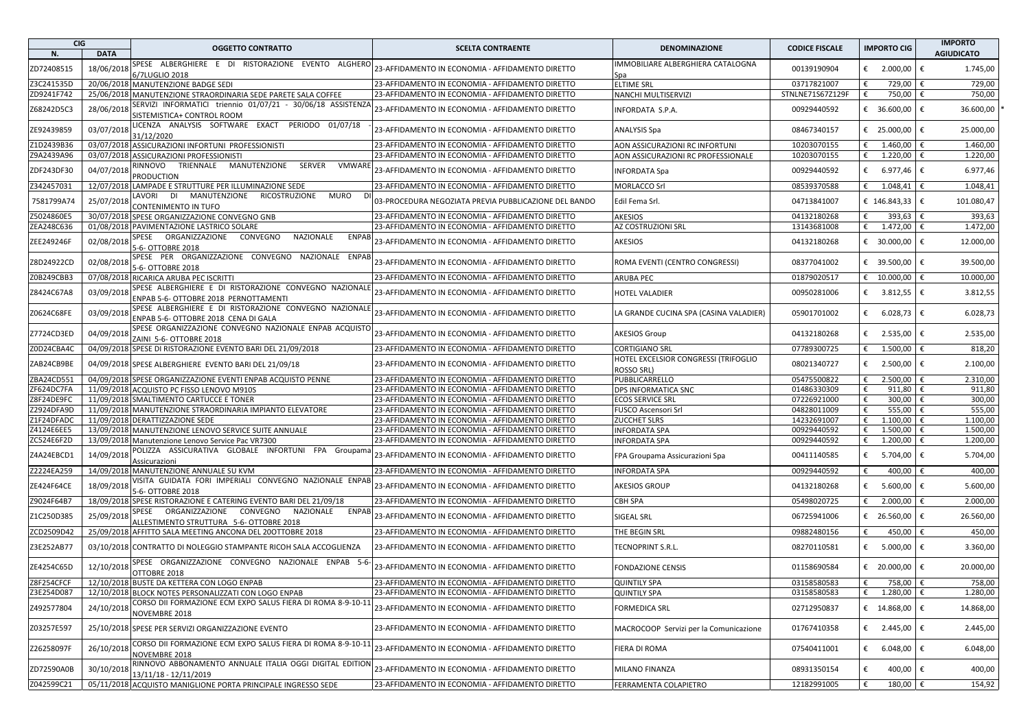| CIG | | OGGETTO CONTRATTO | SCELTA CONTRAENTE | DENOMINAZIONE | CODICE FISCALE | IMPORTO CIG | IMPORTO AGIUDICATO |
|---|---|---|---|---|---|---|---|
| N. | DATA | | | | | | |
| ZD72408515 | 18/06/2018 | SPESE ALBERGHIERE E DI RISTORAZIONE EVENTO ALGHERO 6/7LUGLIO 2018 | 23-AFFIDAMENTO IN ECONOMIA - AFFIDAMENTO DIRETTO | IMMOBILIARE ALBERGHIERA CATALOGNA Spa | 00139190904 | € 2.000,00 | € 1.745,00 |
| Z3C241535D | 20/06/2018 | MANUTENZIONE BADGE SEDI | 23-AFFIDAMENTO IN ECONOMIA - AFFIDAMENTO DIRETTO | ELTIME SRL | 03717821007 | € 729,00 | € 729,00 |
| ZD9241F742 | 25/06/2018 | MANUTENZIONE STRAORDINARIA SEDE PARETE SALA COFFEE | 23-AFFIDAMENTO IN ECONOMIA - AFFIDAMENTO DIRETTO | NANCHI MULTISERVIZI | STNLNE71S67Z129F | € 750,00 | € 750,00 |
| Z68242D5C3 | 28/06/2018 | SERVIZI INFORMATICI triennio 01/07/21 - 30/06/18 ASSISTENZA SISTEMISTICA+ CONTROL ROOM | 23-AFFIDAMENTO IN ECONOMIA - AFFIDAMENTO DIRETTO | INFORDATA S.P.A. | 00929440592 | € 36.600,00 | € 36.600,00 * |
| ZE92439859 | 03/07/2018 | LICENZA ANALYSIS SOFTWARE EXACT PERIODO 01/07/18 - 31/12/2020 | 23-AFFIDAMENTO IN ECONOMIA - AFFIDAMENTO DIRETTO | ANALYSIS Spa | 08467340157 | € 25.000,00 | € 25.000,00 |
| Z1D2439B36 | 03/07/2018 | ASSICURAZIONI INFORTUNI PROFESSIONISTI | 23-AFFIDAMENTO IN ECONOMIA - AFFIDAMENTO DIRETTO | AON ASSICURAZIONI RC INFORTUNI | 10203070155 | € 1.460,00 | € 1.460,00 |
| Z9A2439A96 | 03/07/2018 | ASSICURAZIONI PROFESSIONISTI | 23-AFFIDAMENTO IN ECONOMIA - AFFIDAMENTO DIRETTO | AON ASSICURAZIONI RC PROFESSIONALE | 10203070155 | € 1.220,00 | € 1.220,00 |
| ZDF243DF30 | 04/07/2018 | RINNOVO TRIENNALE MANUTENZIONE SERVER VMWARE PRODUCTION | 23-AFFIDAMENTO IN ECONOMIA - AFFIDAMENTO DIRETTO | INFORDATA Spa | 00929440592 | € 6.977,46 | € 6.977,46 |
| Z342457031 | 12/07/2018 | LAMPADE E STRUTTURE PER ILLUMINAZIONE SEDE | 23-AFFIDAMENTO IN ECONOMIA - AFFIDAMENTO DIRETTO | MORLACCO Srl | 08539370588 | € 1.048,41 | € 1.048,41 |
| 7581799A74 | 25/07/2018 | LAVORI DI MANUTENZIONE RICOSTRUZIONE MURO DI CONTENIMENTO IN TUFO | 03-PROCEDURA NEGOZIATA PREVIA PUBBLICAZIONE DEL BANDO | Edil Fema Srl. | 04713841007 | € 146.843,33 | € 101.080,47 |
| Z5024860E5 | 30/07/2018 | SPESE ORGANIZZAZIONE CONVEGNO GNB | 23-AFFIDAMENTO IN ECONOMIA - AFFIDAMENTO DIRETTO | AKESIOS | 04132180268 | € 393,63 | € 393,63 |
| ZEA248C636 | 01/08/2018 | PAVIMENTAZIONE LASTRICO SOLARE | 23-AFFIDAMENTO IN ECONOMIA - AFFIDAMENTO DIRETTO | AZ COSTRUZIONI SRL | 13143681008 | € 1.472,00 | € 1.472,00 |
| ZEE249246F | 02/08/2018 | SPESE ORGANIZZAZIONE CONVEGNO NAZIONALE ENPAB 5-6- OTTOBRE 2018 | 23-AFFIDAMENTO IN ECONOMIA - AFFIDAMENTO DIRETTO | AKESIOS | 04132180268 | € 30.000,00 | € 12.000,00 |
| Z8D24922CD | 02/08/2018 | SPESE PER ORGANIZZAZIONE CONVEGNO NAZIONALE ENPAB 5-6- OTTOBRE 2018 | 23-AFFIDAMENTO IN ECONOMIA - AFFIDAMENTO DIRETTO | ROMA EVENTI (CENTRO CONGRESSI) | 08377041002 | € 39.500,00 | € 39.500,00 |
| Z0B249CBB3 | 07/08/2018 | RICARICA ARUBA PEC ISCRITTI | 23-AFFIDAMENTO IN ECONOMIA - AFFIDAMENTO DIRETTO | ARUBA PEC | 01879020517 | € 10.000,00 | € 10.000,00 |
| Z8424C67A8 | 03/09/2018 | SPESE ALBERGHIERE E DI RISTORAZIONE CONVEGNO NAZIONALE ENPAB 5-6- OTTOBRE 2018 PERNOTTAMENTI | 23-AFFIDAMENTO IN ECONOMIA - AFFIDAMENTO DIRETTO | HOTEL VALADIER | 00950281006 | € 3.812,55 | € 3.812,55 |
| Z0624C68FE | 03/09/2018 | SPESE ALBERGHIERE E DI RISTORAZIONE CONVEGNO NAZIONALE ENPAB 5-6- OTTOBRE 2018 CENA DI GALA | 23-AFFIDAMENTO IN ECONOMIA - AFFIDAMENTO DIRETTO | LA GRANDE CUCINA SPA (CASINA VALADIER) | 05901701002 | € 6.028,73 | € 6.028,73 |
| Z7724CD3ED | 04/09/2018 | SPESE ORGANIZZAZIONE CONVEGNO NAZIONALE ENPAB ACQUISTO ZAINI 5-6- OTTOBRE 2018 | 23-AFFIDAMENTO IN ECONOMIA - AFFIDAMENTO DIRETTO | AKESIOS Group | 04132180268 | € 2.535,00 | € 2.535,00 |
| Z0D24CBA4C | 04/09/2018 | SPESE DI RISTORAZIONE EVENTO BARI DEL 21/09/2018 | 23-AFFIDAMENTO IN ECONOMIA - AFFIDAMENTO DIRETTO | CORTIGIANO SRL | 07789300725 | € 1.500,00 | € 818,20 |
| ZAB24CB9BE | 04/09/2018 | SPESE ALBERGHIERE EVENTO BARI DEL 21/09/18 | 23-AFFIDAMENTO IN ECONOMIA - AFFIDAMENTO DIRETTO | HOTEL EXCELSIOR CONGRESSI (TRIFOGLIO ROSSO SRL) | 08021340727 | € 2.500,00 | € 2.100,00 |
| ZBA24CD551 | 04/09/2018 | SPESE ORGANIZZAZIONE EVENTI ENPAB ACQUISTO PENNE | 23-AFFIDAMENTO IN ECONOMIA - AFFIDAMENTO DIRETTO | PUBBLICARRELLO | 05475500822 | € 2.500,00 | € 2.310,00 |
| ZF624DC7FA | 11/09/2018 | ACQUISTO PC FISSO LENOVO M910S | 23-AFFIDAMENTO IN ECONOMIA - AFFIDAMENTO DIRETTO | DPS INFORMATICA SNC | 01486330309 | € 911,80 | € 911,80 |
| Z8F24DE9FC | 11/09/2018 | SMALTIMENTO CARTUCCE E TONER | 23-AFFIDAMENTO IN ECONOMIA - AFFIDAMENTO DIRETTO | ECOS SERVICE SRL | 07226921000 | € 300,00 | € 300,00 |
| Z2924DFA9D | 11/09/2018 | MANUTENZIONE STRAORDINARIA IMPIANTO ELEVATORE | 23-AFFIDAMENTO IN ECONOMIA - AFFIDAMENTO DIRETTO | FUSCO Ascensori Srl | 04828011009 | € 555,00 | € 555,00 |
| Z1F24DFADC | 11/09/2018 | DERATTIZZAZIONE SEDE | 23-AFFIDAMENTO IN ECONOMIA - AFFIDAMENTO DIRETTO | ZUCCHET SLRS | 14232691007 | € 1.100,00 | € 1.100,00 |
| Z4124E6EE5 | 13/09/2018 | MANUTENZIONE LENOVO SERVICE SUITE ANNUALE | 23-AFFIDAMENTO IN ECONOMIA - AFFIDAMENTO DIRETTO | INFORDATA SPA | 00929440592 | € 1.500,00 | € 1.500,00 |
| ZC524E6F2D | 13/09/2018 | Manutenzione Lenovo Service Pac VR7300 | 23-AFFIDAMENTO IN ECONOMIA - AFFIDAMENTO DIRETTO | INFORDATA SPA | 00929440592 | € 1.200,00 | € 1.200,00 |
| Z4A24EBCD1 | 14/09/2018 | POLIZZA ASSICURATIVA GLOBALE INFORTUNI FPA Groupama Assicurazioni | 23-AFFIDAMENTO IN ECONOMIA - AFFIDAMENTO DIRETTO | FPA Groupama Assicurazioni Spa | 00411140585 | € 5.704,00 | € 5.704,00 |
| Z2224EA259 | 14/09/2018 | MANUTENZIONE ANNUALE SU KVM | 23-AFFIDAMENTO IN ECONOMIA - AFFIDAMENTO DIRETTO | INFORDATA SPA | 00929440592 | € 400,00 | € 400,00 |
| ZE424F64CE | 18/09/2018 | VISITA GUIDATA FORI IMPERIALI CONVEGNO NAZIONALE ENPAB 5-6- OTTOBRE 2018 | 23-AFFIDAMENTO IN ECONOMIA - AFFIDAMENTO DIRETTO | AKESIOS GROUP | 04132180268 | € 5.600,00 | € 5.600,00 |
| Z9024F64B7 | 18/09/2018 | SPESE RISTORAZIONE E CATERING EVENTO BARI DEL 21/09/18 | 23-AFFIDAMENTO IN ECONOMIA - AFFIDAMENTO DIRETTO | CBH SPA | 05498020725 | € 2.000,00 | € 2.000,00 |
| Z1C250D385 | 25/09/2018 | SPESE ORGANIZZAZIONE CONVEGNO NAZIONALE ENPAB ALLESTIMENTO STRUTTURA 5-6- OTTOBRE 2018 | 23-AFFIDAMENTO IN ECONOMIA - AFFIDAMENTO DIRETTO | SIGEAL SRL | 06725941006 | € 26.560,00 | € 26.560,00 |
| ZCD2509D42 | 25/09/2018 | AFFITTO SALA MEETING ANCONA DEL 20OTTOBRE 2018 | 23-AFFIDAMENTO IN ECONOMIA - AFFIDAMENTO DIRETTO | THE BEGIN SRL | 09882480156 | € 450,00 | € 450,00 |
| Z3E252AB77 | 03/10/2018 | CONTRATTO DI NOLEGGIO STAMPANTE RICOH SALA ACCOGLIENZA | 23-AFFIDAMENTO IN ECONOMIA - AFFIDAMENTO DIRETTO | TECNOPRINT S.R.L. | 08270110581 | € 5.000,00 | € 3.360,00 |
| ZE4254C65D | 12/10/2018 | SPESE ORGANIZZAZIONE CONVEGNO NAZIONALE ENPAB 5-6- OTTOBRE 2018 | 23-AFFIDAMENTO IN ECONOMIA - AFFIDAMENTO DIRETTO | FONDAZIONE CENSIS | 01158690584 | € 20.000,00 | € 20.000,00 |
| Z8F254CFCF | 12/10/2018 | BUSTE DA KETTERA CON LOGO ENPAB | 23-AFFIDAMENTO IN ECONOMIA - AFFIDAMENTO DIRETTO | QUINTILY SPA | 03158580583 | € 758,00 | € 758,00 |
| Z3E254D087 | 12/10/2018 | BLOCK NOTES PERSONALIZZATI CON LOGO ENPAB | 23-AFFIDAMENTO IN ECONOMIA - AFFIDAMENTO DIRETTO | QUINTILY SPA | 03158580583 | € 1.280,00 | € 1.280,00 |
| Z492577804 | 24/10/2018 | CORSO DII FORMAZIONE ECM EXPO SALUS FIERA DI ROMA 8-9-10-11 NOVEMBRE 2018 | 23-AFFIDAMENTO IN ECONOMIA - AFFIDAMENTO DIRETTO | FORMEDICA SRL | 02712950837 | € 14.868,00 | € 14.868,00 |
| Z03257E597 | 25/10/2018 | SPESE PER SERVIZI ORGANIZZAZIONE EVENTO | 23-AFFIDAMENTO IN ECONOMIA - AFFIDAMENTO DIRETTO | MACROCOOP Servizi per la Comunicazione | 01767410358 | € 2.445,00 | € 2.445,00 |
| Z26258097F | 26/10/2018 | CORSO DII FORMAZIONE ECM EXPO SALUS FIERA DI ROMA 8-9-10-11 NOVEMBRE 2018 | 23-AFFIDAMENTO IN ECONOMIA - AFFIDAMENTO DIRETTO | FIERA DI ROMA | 07540411001 | € 6.048,00 | € 6.048,00 |
| ZD72590A0B | 30/10/2018 | RINNOVO ABBONAMENTO ANNUALE ITALIA OGGI DIGITAL EDITION 13/11/18 - 12/11/2019 | 23-AFFIDAMENTO IN ECONOMIA - AFFIDAMENTO DIRETTO | MILANO FINANZA | 08931350154 | € 400,00 | € 400,00 |
| Z042599C21 | 05/11/2018 | ACQUISTO MANIGLIONE PORTA PRINCIPALE INGRESSO SEDE | 23-AFFIDAMENTO IN ECONOMIA - AFFIDAMENTO DIRETTO | FERRAMENTA COLAPIETRO | 12182991005 | € 180,00 | € 154,92 |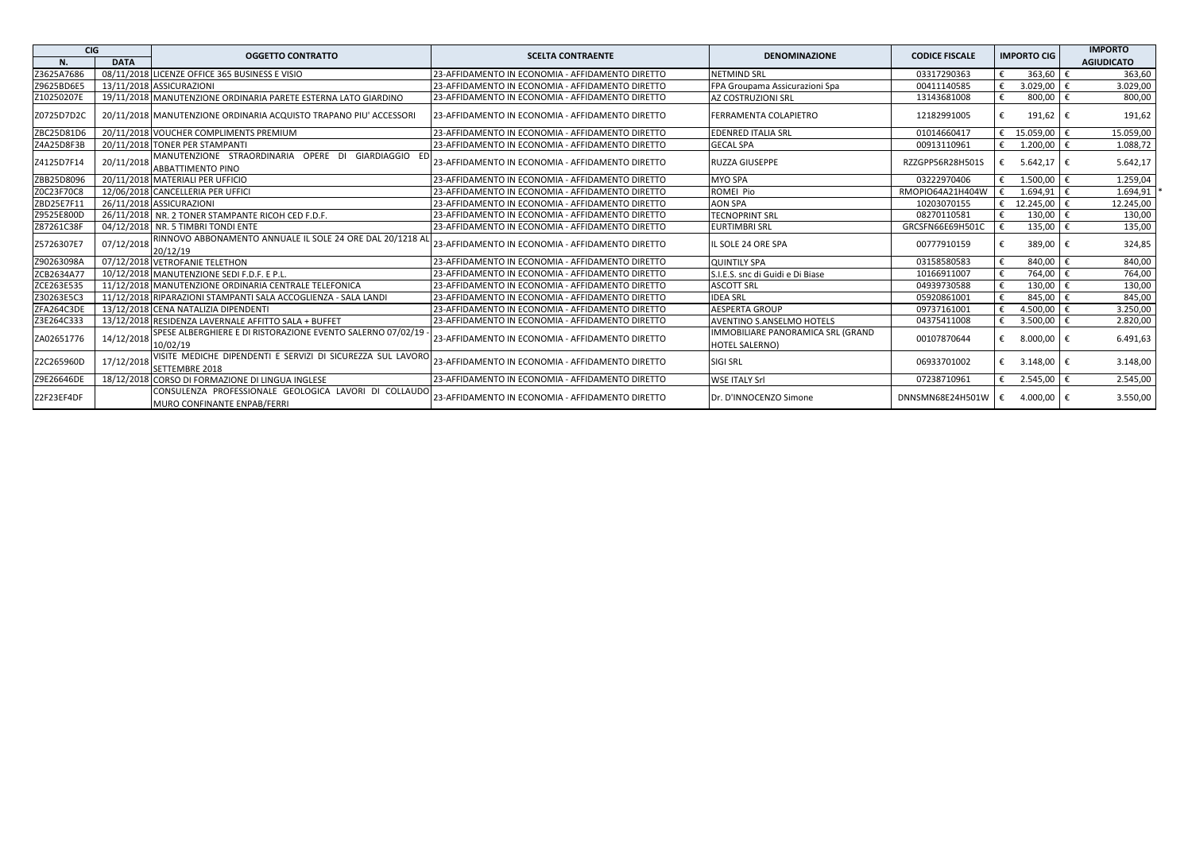| CIG | | OGGETTO CONTRATTO | SCELTA CONTRAENTE | DENOMINAZIONE | CODICE FISCALE | IMPORTO CIG | IMPORTO AGIUDICATO |
|---|---|---|---|---|---|---|---|
| N. | DATA | | | | | | |
| Z3625A7686 | 08/11/2018 | LICENZE OFFICE 365 BUSINESS E VISIO | 23-AFFIDAMENTO IN ECONOMIA - AFFIDAMENTO DIRETTO | NETMIND SRL | 03317290363 | € 363,60 | € 363,60 |
| Z9625BD6E5 | 13/11/2018 | ASSICURAZIONI | 23-AFFIDAMENTO IN ECONOMIA - AFFIDAMENTO DIRETTO | FPA Groupama Assicurazioni Spa | 00411140585 | € 3.029,00 | € 3.029,00 |
| Z10250207E | 19/11/2018 | MANUTENZIONE ORDINARIA PARETE ESTERNA LATO GIARDINO | 23-AFFIDAMENTO IN ECONOMIA - AFFIDAMENTO DIRETTO | AZ COSTRUZIONI SRL | 13143681008 | € 800,00 | € 800,00 |
| Z0725D7D2C | 20/11/2018 | MANUTENZIONE ORDINARIA ACQUISTO TRAPANO PIU' ACCESSORI | 23-AFFIDAMENTO IN ECONOMIA - AFFIDAMENTO DIRETTO | FERRAMENTA COLAPIETRO | 12182991005 | € 191,62 | € 191,62 |
| ZBC25D81D6 | 20/11/2018 | VOUCHER COMPLIMENTS PREMIUM | 23-AFFIDAMENTO IN ECONOMIA - AFFIDAMENTO DIRETTO | EDENRED ITALIA SRL | 01014660417 | € 15.059,00 | € 15.059,00 |
| Z4A25D8F3B | 20/11/2018 | TONER PER STAMPANTI | 23-AFFIDAMENTO IN ECONOMIA - AFFIDAMENTO DIRETTO | GECAL SPA | 00913110961 | € 1.200,00 | € 1.088,72 |
| Z4125D7F14 | 20/11/2018 | MANUTENZIONE STRAORDINARIA OPERE DI GIARDIAGGIO ED ABBATTIMENTO PINO | 23-AFFIDAMENTO IN ECONOMIA - AFFIDAMENTO DIRETTO | RUZZA GIUSEPPE | RZZGPP56R28H501S | € 5.642,17 | € 5.642,17 |
| ZBB25D8096 | 20/11/2018 | MATERIALI PER UFFICIO | 23-AFFIDAMENTO IN ECONOMIA - AFFIDAMENTO DIRETTO | MYO SPA | 03222970406 | € 1.500,00 | € 1.259,04 |
| Z0C23F70C8 | 12/06/2018 | CANCELLERIA PER UFFICI | 23-AFFIDAMENTO IN ECONOMIA - AFFIDAMENTO DIRETTO | ROMEI Pio | RMOPIO64A21H404W | € 1.694,91 | € 1.694,91 * |
| ZBD25E7F11 | 26/11/2018 | ASSICURAZIONI | 23-AFFIDAMENTO IN ECONOMIA - AFFIDAMENTO DIRETTO | AON SPA | 10203070155 | € 12.245,00 | € 12.245,00 |
| Z9525E800D | 26/11/2018 | NR. 2 TONER STAMPANTE RICOH CED F.D.F. | 23-AFFIDAMENTO IN ECONOMIA - AFFIDAMENTO DIRETTO | TECNOPRINT SRL | 08270110581 | € 130,00 | € 130,00 |
| Z87261C38F | 04/12/2018 | NR. 5 TIMBRI TONDI ENTE | 23-AFFIDAMENTO IN ECONOMIA - AFFIDAMENTO DIRETTO | EURTIMBRI SRL | GRCSFN66E69H501C | € 135,00 | € 135,00 |
| Z5726307E7 | 07/12/2018 | RINNOVO ABBONAMENTO ANNUALE IL SOLE 24 ORE DAL 20/1218 AL 20/12/19 | 23-AFFIDAMENTO IN ECONOMIA - AFFIDAMENTO DIRETTO | IL SOLE 24 ORE SPA | 00777910159 | € 389,00 | € 324,85 |
| Z90263098A | 07/12/2018 | VETROFANIE TELETHON | 23-AFFIDAMENTO IN ECONOMIA - AFFIDAMENTO DIRETTO | QUINTILY SPA | 03158580583 | € 840,00 | € 840,00 |
| ZCB2634A77 | 10/12/2018 | MANUTENZIONE SEDI F.D.F. E P.L. | 23-AFFIDAMENTO IN ECONOMIA - AFFIDAMENTO DIRETTO | S.I.E.S. snc di Guidi e Di Biase | 10166911007 | € 764,00 | € 764,00 |
| ZCE263E535 | 11/12/2018 | MANUTENZIONE ORDINARIA CENTRALE TELEFONICA | 23-AFFIDAMENTO IN ECONOMIA - AFFIDAMENTO DIRETTO | ASCOTT SRL | 04939730588 | € 130,00 | € 130,00 |
| Z30263E5C3 | 11/12/2018 | RIPARAZIONI STAMPANTI SALA ACCOGLIENZA - SALA LANDI | 23-AFFIDAMENTO IN ECONOMIA - AFFIDAMENTO DIRETTO | IDEA SRL | 05920861001 | € 845,00 | € 845,00 |
| ZFA264C3DE | 13/12/2018 | CENA NATALIZIA DIPENDENTI | 23-AFFIDAMENTO IN ECONOMIA - AFFIDAMENTO DIRETTO | AESPERTA GROUP | 09737161001 | € 4.500,00 | € 3.250,00 |
| Z3E264C333 | 13/12/2018 | RESIDENZA LAVERNALE AFFITTO SALA + BUFFET | 23-AFFIDAMENTO IN ECONOMIA - AFFIDAMENTO DIRETTO | AVENTINO S.ANSELMO HOTELS | 04375411008 | € 3.500,00 | € 2.820,00 |
| ZA02651776 | 14/12/2018 | SPESE ALBERGHIERE E DI RISTORAZIONE EVENTO SALERNO 07/02/19 - 10/02/19 | 23-AFFIDAMENTO IN ECONOMIA - AFFIDAMENTO DIRETTO | IMMOBILIARE PANORAMICA SRL (GRAND HOTEL SALERNO) | 00107870644 | € 8.000,00 | € 6.491,63 |
| Z2C265960D | 17/12/2018 | VISITE MEDICHE DIPENDENTI E SERVIZI DI SICUREZZA SUL LAVORO SETTEMBRE 2018 | 23-AFFIDAMENTO IN ECONOMIA - AFFIDAMENTO DIRETTO | SIGI SRL | 06933701002 | € 3.148,00 | € 3.148,00 |
| Z9E26646DE | 18/12/2018 | CORSO DI FORMAZIONE DI LINGUA INGLESE | 23-AFFIDAMENTO IN ECONOMIA - AFFIDAMENTO DIRETTO | WSE ITALY Srl | 07238710961 | € 2.545,00 | € 2.545,00 |
| Z2F23EF4DF | | CONSULENZA PROFESSIONALE GEOLOGICA LAVORI DI COLLAUDO MURO CONFINANTE ENPAB/FERRI | 23-AFFIDAMENTO IN ECONOMIA - AFFIDAMENTO DIRETTO | Dr. D'INNOCENZO Simone | DNNSMN68E24H501W | € 4.000,00 | € 3.550,00 |